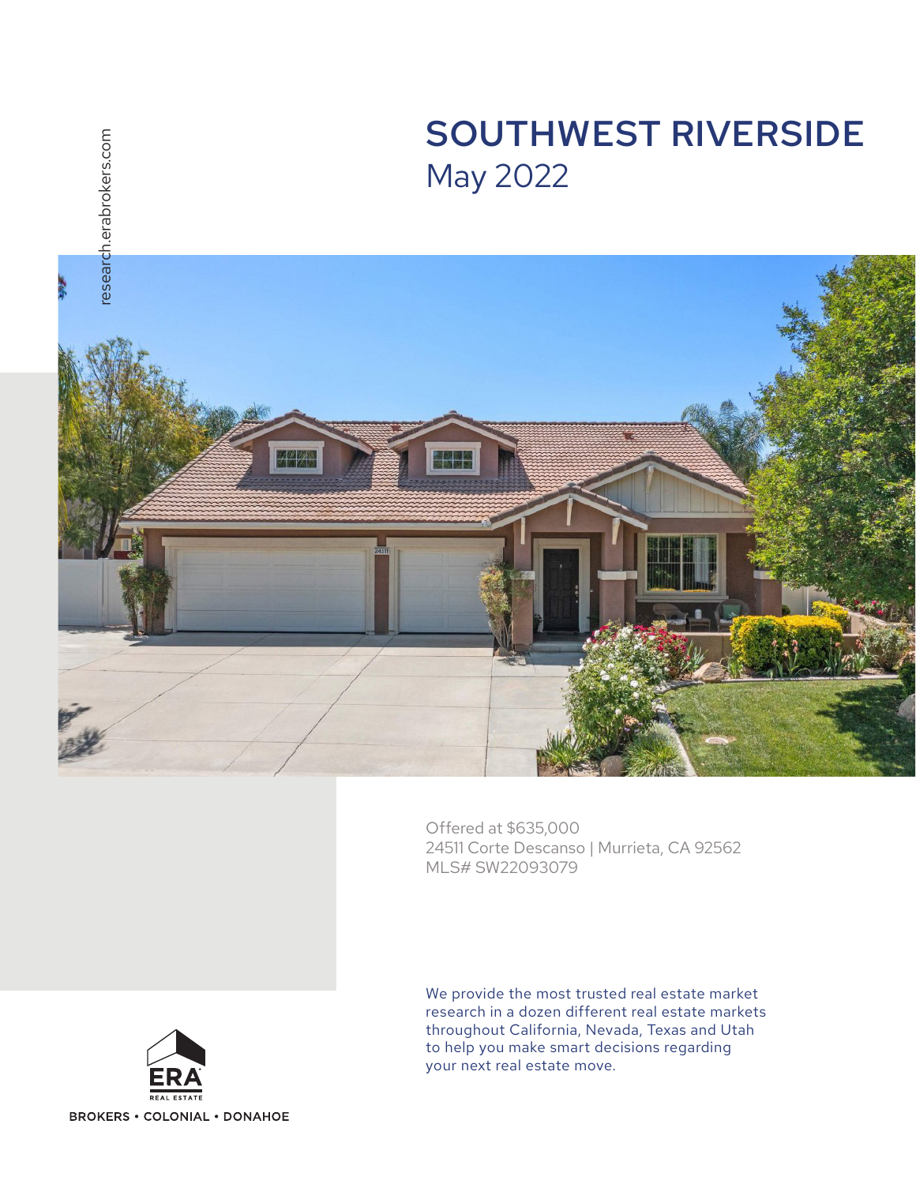research.erabrokers.com

# SOUTHWEST RIVERSIDE

## May 2022

Offered at $635,000
24511 Corte Descanso | Murrieta, CA 92562
MLS# SW22093079

We provide the most trusted real estate market research in a dozen different real estate markets throughout California, Nevada, Texas and Utah to help you make smart decisions regarding your next real estate move.

ERA REAL ESTATE

BROKERS • COLONIAL • DONAHOE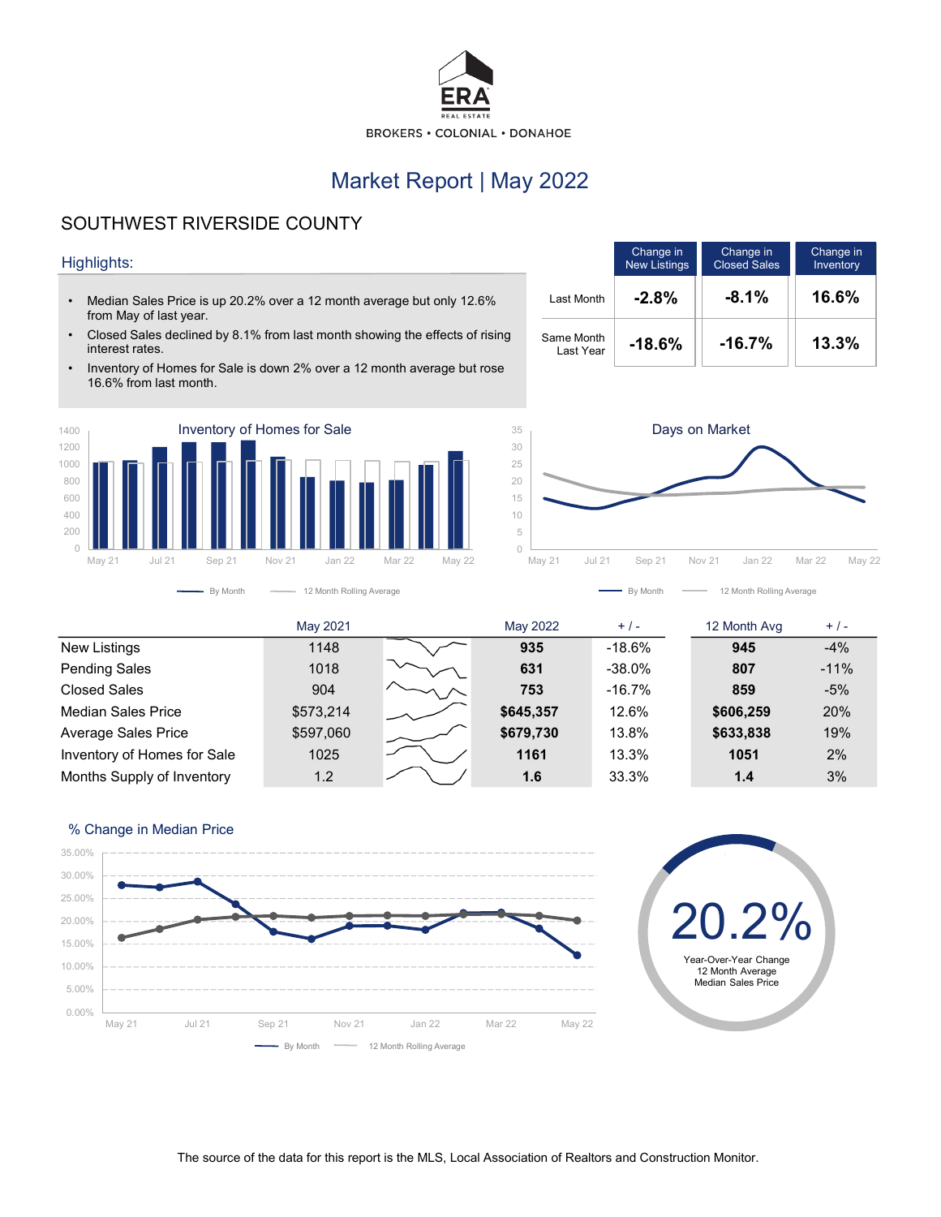ERA REAL ESTATE

BROKERS • COLONIAL • DONAHOE

# Market Report | May 2022

## SOUTHWEST RIVERSIDE COUNTY

### Highlights:

- Median Sales Price is up 20.2% over a 12 month average but only 12.6% from May of last year.
- Closed Sales declined by 8.1% from last month showing the effects of rising interest rates.
- Inventory of Homes for Sale is down 2% over a 12 month average but rose 16.6% from last month.

| | Change in New Listings | Change in Closed Sales | Change in Inventory |
|---|---|---|---|
| Last Month | **-2.8%** | **-8.1%** | **16.6%** |
| Same Month Last Year | **-18.6%** | **-16.7%** | **13.3%** |

Inventory of Homes for Sale

1400
1200
1000
800
600
400
200
0

May 21, Jul 21, Sep 21, Nov 21, Jan 22, Mar 22, May 22

By Month — 12 Month Rolling Average

Days on Market

35
30
25
20
15
10
5
0

May 21, Jul 21, Sep 21, Nov 21, Jan 22, Mar 22, May 22

By Month — 12 Month Rolling Average

| | May 2021 | | May 2022 | + / - | 12 Month Avg | + / - |
|---|---|---|---|---|---|---|
| New Listings | 1148 | | **935** | -18.6% | **945** | -4% |
| Pending Sales | 1018 | | **631** | -38.0% | **807** | -11% |
| Closed Sales | 904 | | **753** | -16.7% | **859** | -5% |
| Median Sales Price | $573,214 | | **$645,357** | 12.6% | **$606,259** | 20% |
| Average Sales Price | $597,060 | | **$679,730** | 13.8% | **$633,838** | 19% |
| Inventory of Homes for Sale | 1025 | | **1161** | 13.3% | **1051** | 2% |
| Months Supply of Inventory | 1.2 | | **1.6** | 33.3% | **1.4** | 3% |

% Change in Median Price

35.00%
30.00%
25.00%
20.00%
15.00%
10.00%
5.00%
0.00%

May 21, Jul 21, Sep 21, Nov 21, Jan 22, Mar 22, May 22

By Month — 12 Month Rolling Average

20.2%

Year-Over-Year Change
12 Month Average
Median Sales Price

The source of the data for this report is the MLS, Local Association of Realtors and Construction Monitor.